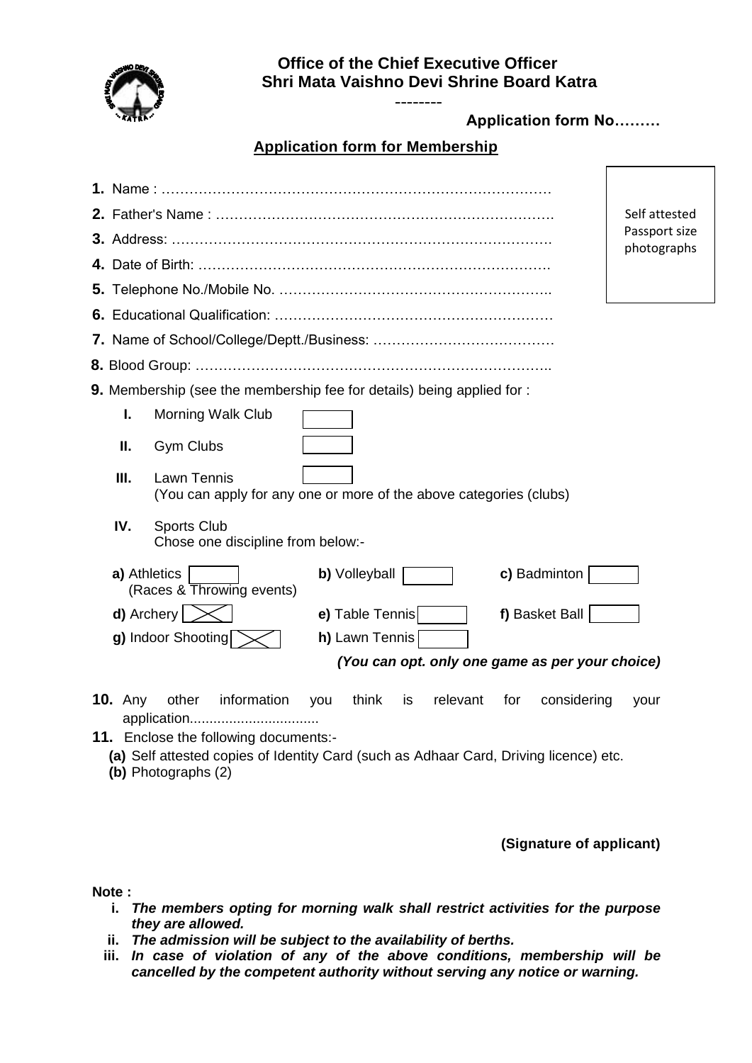**Office of the Chief Executive Officer**
**Shri Mata Vaishno Devi Shrine Board Katra**

--------

**Application form No………**

## Application form for Membership

Self attested Passport size photographs

**1.** Name : …………………………………………………………………………

**2.** Father's Name : ……………………………………………………………….

**3.** Address: ……………………………………………………………………….

**4.** Date of Birth: ………………………………………………………………….

**5.** Telephone No./Mobile No. …………………………………………………..

**6.** Educational Qualification: ……………………………………………………

**7.** Name of School/College/Deptt./Business: …………………………………

**8.** Blood Group: …………………………………………………………………..

**9.** Membership (see the membership fee for details) being applied for :

- **I.** Morning Walk Club ☐
- **II.** Gym Clubs ☐
- **III.** Lawn Tennis ☐
  (You can apply for any one or more of the above categories (clubs)
- **IV.** Sports Club
  Chose one discipline from below:-

| | | |
|---|---|---|
| **a)** Athletics ☐ (Races & Throwing events) | **b)** Volleyball ☐ | **c)** Badminton ☐ |
| **d)** Archery ☒ | **e)** Table Tennis ☐ | **f)** Basket Ball ☐ |
| **g)** Indoor Shooting ☒ | **h)** Lawn Tennis ☐ | |

***(You can opt. only one game as per your choice)***

**10.** Any other information you think is relevant for considering your application................................

**11.** Enclose the following documents:-

**(a)** Self attested copies of Identity Card (such as Adhaar Card, Driving licence) etc.

**(b)** Photographs (2)

**(Signature of applicant)**

**Note :**

- **i.** ***The members opting for morning walk shall restrict activities for the purpose they are allowed.***
- **ii.** ***The admission will be subject to the availability of berths.***
- **iii.** ***In case of violation of any of the above conditions, membership will be cancelled by the competent authority without serving any notice or warning.***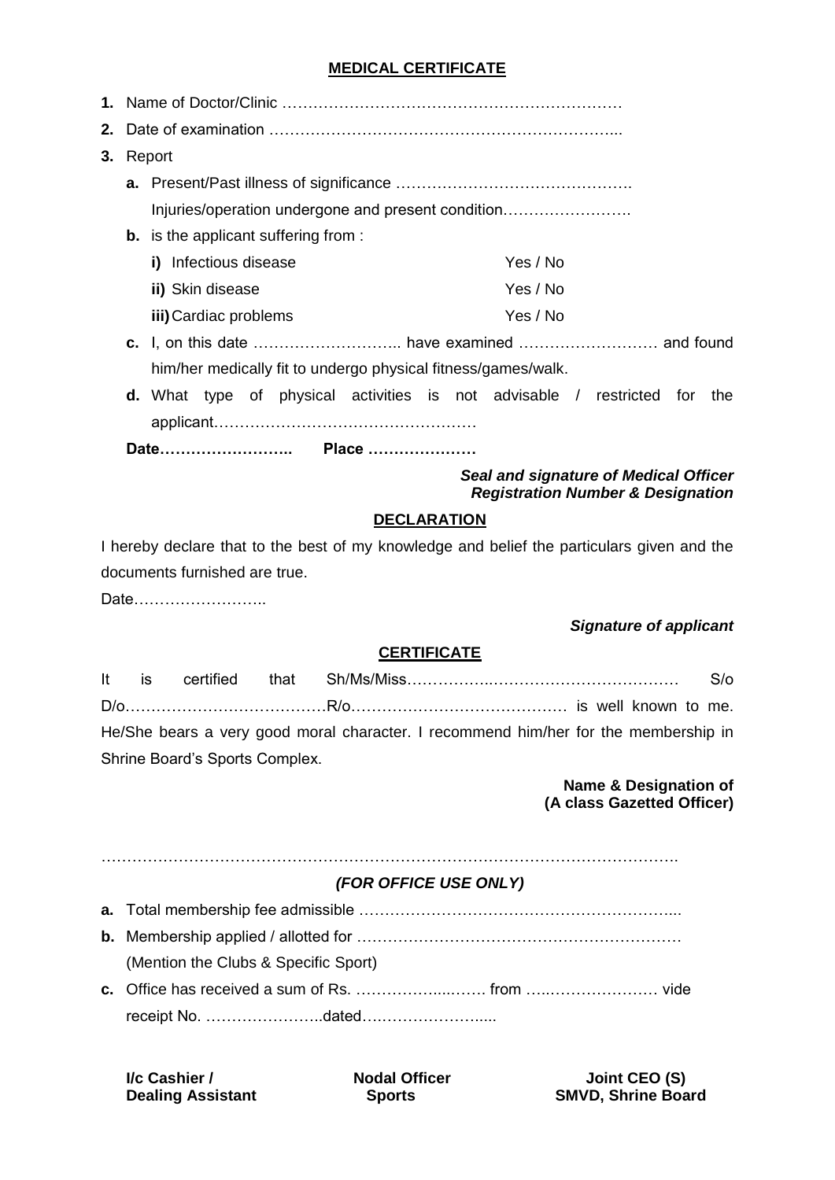## MEDICAL CERTIFICATE

1. Name of Doctor/Clinic …………………………………………………………
2. Date of examination …………………………………………………………..
3. Report
   - **a.** Present/Past illness of significance ……………………………………….
     Injuries/operation undergone and present condition…………………….
   - **b.** is the applicant suffering from :
     - **i)** Infectious disease Yes / No
     - **ii)** Skin disease Yes / No
     - **iii)** Cardiac problems Yes / No
   - **c.** I, on this date ……………………….. have examined ……………………… and found him/her medically fit to undergo physical fitness/games/walk.
   - **d.** What type of physical activities is not advisable / restricted for the applicant……………………………………………

**Date……………………..     Place …………………**

***Seal and signature of Medical Officer***
***Registration Number & Designation***

## DECLARATION

I hereby declare that to the best of my knowledge and belief the particulars given and the documents furnished are true.

Date……………………..

***Signature of applicant***

## CERTIFICATE

It is certified that Sh/Ms/Miss………………………………………………… S/o D/o…………………………………R/o…………………………………… is well known to me. He/She bears a very good moral character. I recommend him/her for the membership in Shrine Board's Sports Complex.

**Name & Designation of**
**(A class Gazetted Officer)**

…………………………………………………………………………………………………….

***(FOR OFFICE USE ONLY)***

- **a.** Total membership fee admissible ……………………………………………………...
- **b.** Membership applied / allotted for ………………………………………………………
  (Mention the Clubs & Specific Sport)
- **c.** Office has received a sum of Rs. ……………...……. from …..………………… vide receipt No. …………………..dated…..………………....

**I/c Cashier / Dealing Assistant**     **Nodal Officer Sports**     **Joint CEO (S) SMVD, Shrine Board**